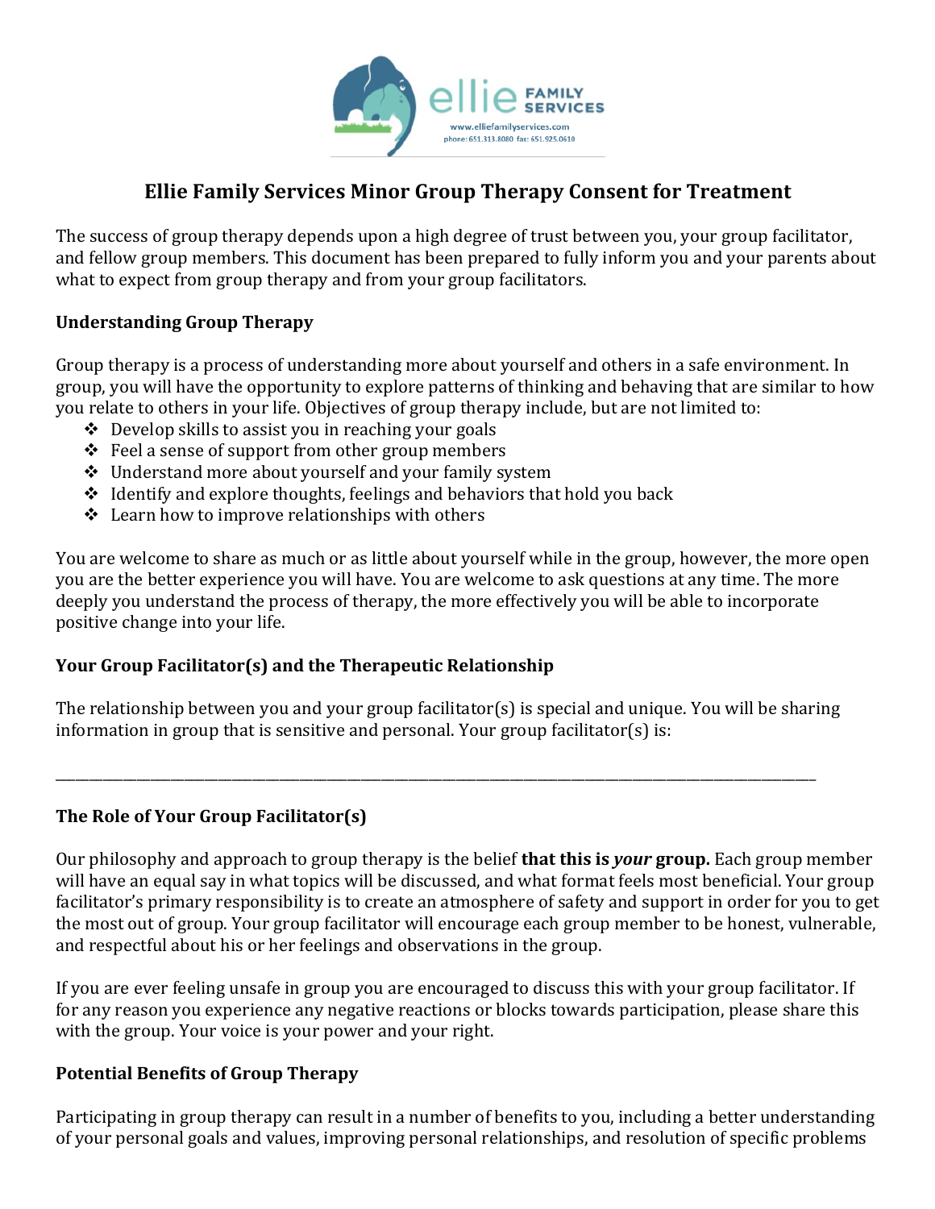ellie FAMILY SERVICES

www.elliefamilyservices.com
phone: 651.313.8080 fax: 651.925.0610

# Ellie Family Services Minor Group Therapy Consent for Treatment

The success of group therapy depends upon a high degree of trust between you, your group facilitator, and fellow group members. This document has been prepared to fully inform you and your parents about what to expect from group therapy and from your group facilitators.

## Understanding Group Therapy

Group therapy is a process of understanding more about yourself and others in a safe environment. In group, you will have the opportunity to explore patterns of thinking and behaving that are similar to how you relate to others in your life. Objectives of group therapy include, but are not limited to:

- Develop skills to assist you in reaching your goals
- Feel a sense of support from other group members
- Understand more about yourself and your family system
- Identify and explore thoughts, feelings and behaviors that hold you back
- Learn how to improve relationships with others

You are welcome to share as much or as little about yourself while in the group, however, the more open you are the better experience you will have. You are welcome to ask questions at any time. The more deeply you understand the process of therapy, the more effectively you will be able to incorporate positive change into your life.

## Your Group Facilitator(s) and the Therapeutic Relationship

The relationship between you and your group facilitator(s) is special and unique. You will be sharing information in group that is sensitive and personal. Your group facilitator(s) is:

\_\_\_\_\_\_\_\_\_\_\_\_\_\_\_\_\_\_\_\_\_\_\_\_\_\_\_\_\_\_\_\_\_\_\_\_\_\_\_\_\_\_\_\_\_\_\_\_\_\_\_\_\_\_\_\_\_\_\_\_\_\_\_\_\_\_\_\_\_\_\_\_\_\_\_\_

## The Role of Your Group Facilitator(s)

Our philosophy and approach to group therapy is the belief **that this is *your* group.** Each group member will have an equal say in what topics will be discussed, and what format feels most beneficial. Your group facilitator's primary responsibility is to create an atmosphere of safety and support in order for you to get the most out of group. Your group facilitator will encourage each group member to be honest, vulnerable, and respectful about his or her feelings and observations in the group.

If you are ever feeling unsafe in group you are encouraged to discuss this with your group facilitator. If for any reason you experience any negative reactions or blocks towards participation, please share this with the group. Your voice is your power and your right.

## Potential Benefits of Group Therapy

Participating in group therapy can result in a number of benefits to you, including a better understanding of your personal goals and values, improving personal relationships, and resolution of specific problems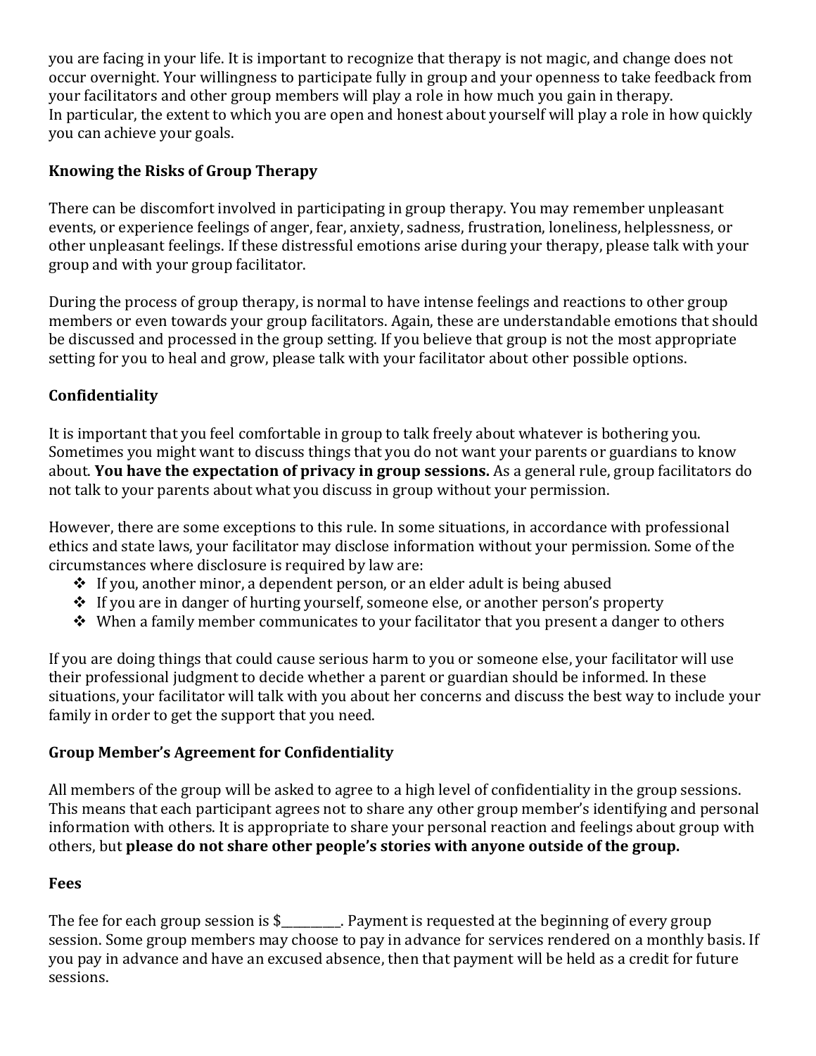you are facing in your life. It is important to recognize that therapy is not magic, and change does not occur overnight. Your willingness to participate fully in group and your openness to take feedback from your facilitators and other group members will play a role in how much you gain in therapy.
In particular, the extent to which you are open and honest about yourself will play a role in how quickly you can achieve your goals.

**Knowing the Risks of Group Therapy**

There can be discomfort involved in participating in group therapy. You may remember unpleasant events, or experience feelings of anger, fear, anxiety, sadness, frustration, loneliness, helplessness, or other unpleasant feelings. If these distressful emotions arise during your therapy, please talk with your group and with your group facilitator.

During the process of group therapy, is normal to have intense feelings and reactions to other group members or even towards your group facilitators. Again, these are understandable emotions that should be discussed and processed in the group setting. If you believe that group is not the most appropriate setting for you to heal and grow, please talk with your facilitator about other possible options.

**Confidentiality**

It is important that you feel comfortable in group to talk freely about whatever is bothering you. Sometimes you might want to discuss things that you do not want your parents or guardians to know about. **You have the expectation of privacy in group sessions.** As a general rule, group facilitators do not talk to your parents about what you discuss in group without your permission.

However, there are some exceptions to this rule. In some situations, in accordance with professional ethics and state laws, your facilitator may disclose information without your permission. Some of the circumstances where disclosure is required by law are:

- If you, another minor, a dependent person, or an elder adult is being abused
- If you are in danger of hurting yourself, someone else, or another person's property
- When a family member communicates to your facilitator that you present a danger to others

If you are doing things that could cause serious harm to you or someone else, your facilitator will use their professional judgment to decide whether a parent or guardian should be informed. In these situations, your facilitator will talk with you about her concerns and discuss the best way to include your family in order to get the support that you need.

**Group Member's Agreement for Confidentiality**

All members of the group will be asked to agree to a high level of confidentiality in the group sessions. This means that each participant agrees not to share any other group member's identifying and personal information with others. It is appropriate to share your personal reaction and feelings about group with others, but **please do not share other people's stories with anyone outside of the group.**

**Fees**

The fee for each group session is $__________. Payment is requested at the beginning of every group session. Some group members may choose to pay in advance for services rendered on a monthly basis. If you pay in advance and have an excused absence, then that payment will be held as a credit for future sessions.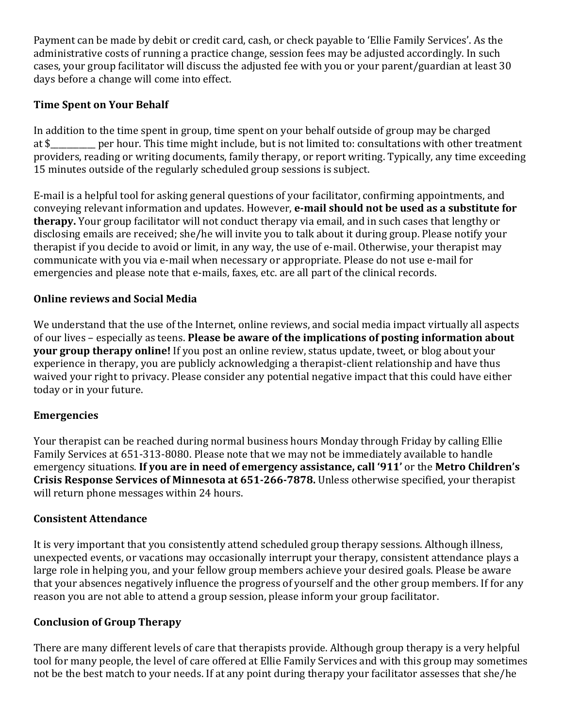Payment can be made by debit or credit card, cash, or check payable to 'Ellie Family Services'. As the administrative costs of running a practice change, session fees may be adjusted accordingly. In such cases, your group facilitator will discuss the adjusted fee with you or your parent/guardian at least 30 days before a change will come into effect.

### Time Spent on Your Behalf

In addition to the time spent in group, time spent on your behalf outside of group may be charged at $__________ per hour. This time might include, but is not limited to: consultations with other treatment providers, reading or writing documents, family therapy, or report writing. Typically, any time exceeding 15 minutes outside of the regularly scheduled group sessions is subject.

E-mail is a helpful tool for asking general questions of your facilitator, confirming appointments, and conveying relevant information and updates. However, **e-mail should not be used as a substitute for therapy.** Your group facilitator will not conduct therapy via email, and in such cases that lengthy or disclosing emails are received; she/he will invite you to talk about it during group. Please notify your therapist if you decide to avoid or limit, in any way, the use of e-mail. Otherwise, your therapist may communicate with you via e-mail when necessary or appropriate. Please do not use e-mail for emergencies and please note that e-mails, faxes, etc. are all part of the clinical records.

### Online reviews and Social Media

We understand that the use of the Internet, online reviews, and social media impact virtually all aspects of our lives – especially as teens. **Please be aware of the implications of posting information about your group therapy online!** If you post an online review, status update, tweet, or blog about your experience in therapy, you are publicly acknowledging a therapist-client relationship and have thus waived your right to privacy. Please consider any potential negative impact that this could have either today or in your future.

### Emergencies

Your therapist can be reached during normal business hours Monday through Friday by calling Ellie Family Services at 651-313-8080. Please note that we may not be immediately available to handle emergency situations. **If you are in need of emergency assistance, call '911'** or the **Metro Children's Crisis Response Services of Minnesota at 651-266-7878.** Unless otherwise specified, your therapist will return phone messages within 24 hours.

### Consistent Attendance

It is very important that you consistently attend scheduled group therapy sessions. Although illness, unexpected events, or vacations may occasionally interrupt your therapy, consistent attendance plays a large role in helping you, and your fellow group members achieve your desired goals. Please be aware that your absences negatively influence the progress of yourself and the other group members. If for any reason you are not able to attend a group session, please inform your group facilitator.

### Conclusion of Group Therapy

There are many different levels of care that therapists provide. Although group therapy is a very helpful tool for many people, the level of care offered at Ellie Family Services and with this group may sometimes not be the best match to your needs. If at any point during therapy your facilitator assesses that she/he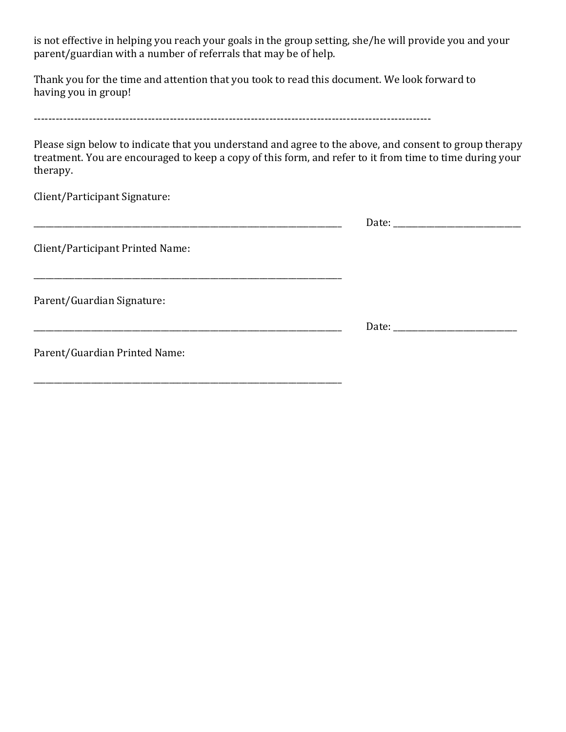is not effective in helping you reach your goals in the group setting, she/he will provide you and your parent/guardian with a number of referrals that may be of help.

Thank you for the time and attention that you took to read this document. We look forward to having you in group!

---

Please sign below to indicate that you understand and agree to the above, and consent to group therapy treatment. You are encouraged to keep a copy of this form, and refer to it from time to time during your therapy.

Client/Participant Signature:

_______________________________________________ Date: ____________________

Client/Participant Printed Name:

_______________________________________________

Parent/Guardian Signature:

_______________________________________________ Date: ____________________

Parent/Guardian Printed Name:

_______________________________________________